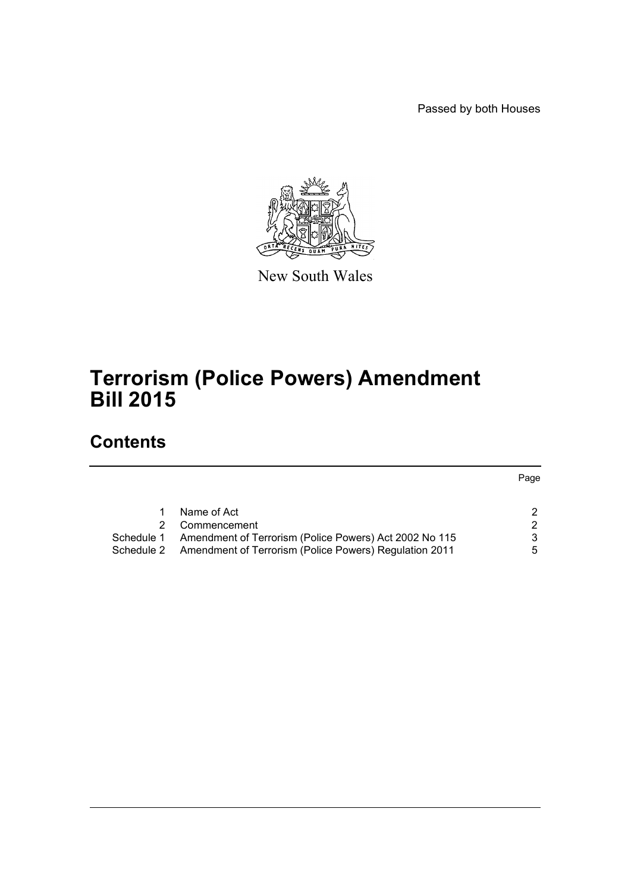Passed by both Houses

New South Wales

# Terrorism (Police Powers) Amendment Bill 2015

## Contents

| | | Page |
|---|---|---|
| 1 | Name of Act | 2 |
| 2 | Commencement | 2 |
| Schedule 1 | Amendment of Terrorism (Police Powers) Act 2002 No 115 | 3 |
| Schedule 2 | Amendment of Terrorism (Police Powers) Regulation 2011 | 5 |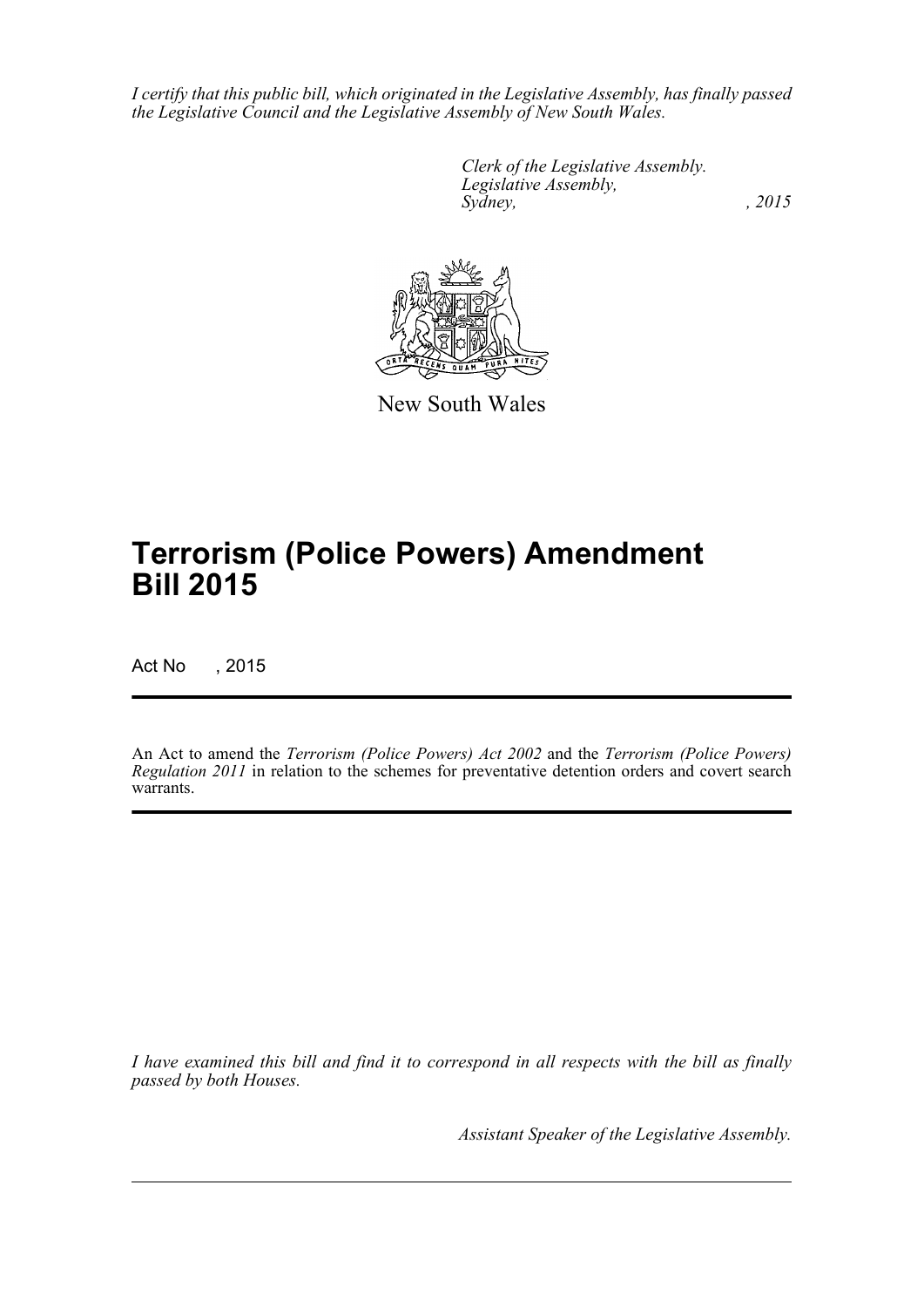*I certify that this public bill, which originated in the Legislative Assembly, has finally passed the Legislative Council and the Legislative Assembly of New South Wales.*

*Clerk of the Legislative Assembly.*
*Legislative Assembly,*
*Sydney, , 2015*

New South Wales

# Terrorism (Police Powers) Amendment Bill 2015

Act No , 2015

An Act to amend the *Terrorism (Police Powers) Act 2002* and the *Terrorism (Police Powers) Regulation 2011* in relation to the schemes for preventative detention orders and covert search warrants.

*I have examined this bill and find it to correspond in all respects with the bill as finally passed by both Houses.*

*Assistant Speaker of the Legislative Assembly.*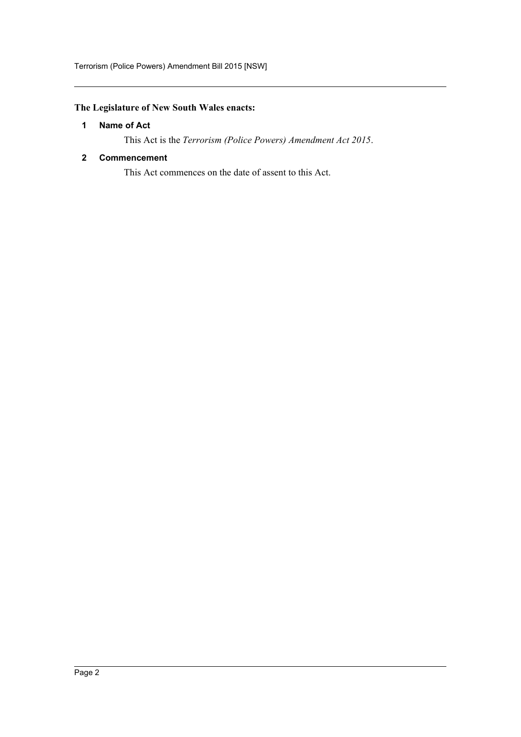**The Legislature of New South Wales enacts:**

### 1 Name of Act

This Act is the *Terrorism (Police Powers) Amendment Act 2015*.

### 2 Commencement

This Act commences on the date of assent to this Act.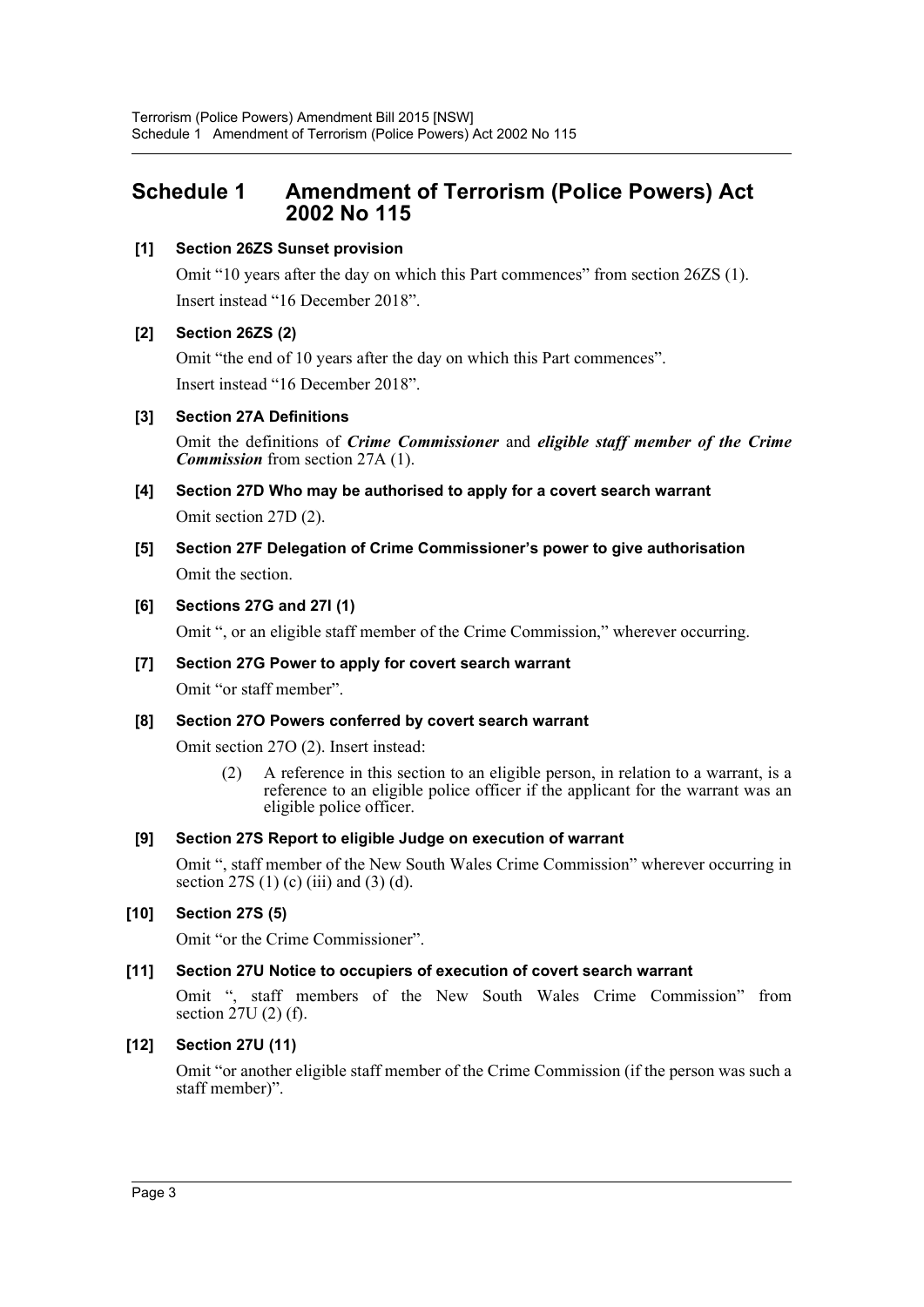## Schedule 1 Amendment of Terrorism (Police Powers) Act 2002 No 115

**[1] Section 26ZS Sunset provision**

Omit "10 years after the day on which this Part commences" from section 26ZS (1). Insert instead "16 December 2018".

**[2] Section 26ZS (2)**

Omit "the end of 10 years after the day on which this Part commences". Insert instead "16 December 2018".

**[3] Section 27A Definitions**

Omit the definitions of ***Crime Commissioner*** and ***eligible staff member of the Crime Commission*** from section 27A (1).

**[4] Section 27D Who may be authorised to apply for a covert search warrant**

Omit section 27D (2).

**[5] Section 27F Delegation of Crime Commissioner's power to give authorisation**

Omit the section.

**[6] Sections 27G and 27I (1)**

Omit ", or an eligible staff member of the Crime Commission," wherever occurring.

**[7] Section 27G Power to apply for covert search warrant**

Omit "or staff member".

**[8] Section 27O Powers conferred by covert search warrant**

Omit section 27O (2). Insert instead:

> (2) A reference in this section to an eligible person, in relation to a warrant, is a reference to an eligible police officer if the applicant for the warrant was an eligible police officer.

**[9] Section 27S Report to eligible Judge on execution of warrant**

Omit ", staff member of the New South Wales Crime Commission" wherever occurring in section 27S (1) (c) (iii) and (3) (d).

**[10] Section 27S (5)**

Omit "or the Crime Commissioner".

**[11] Section 27U Notice to occupiers of execution of covert search warrant**

Omit ", staff members of the New South Wales Crime Commission" from section 27U (2) (f).

**[12] Section 27U (11)**

Omit "or another eligible staff member of the Crime Commission (if the person was such a staff member)".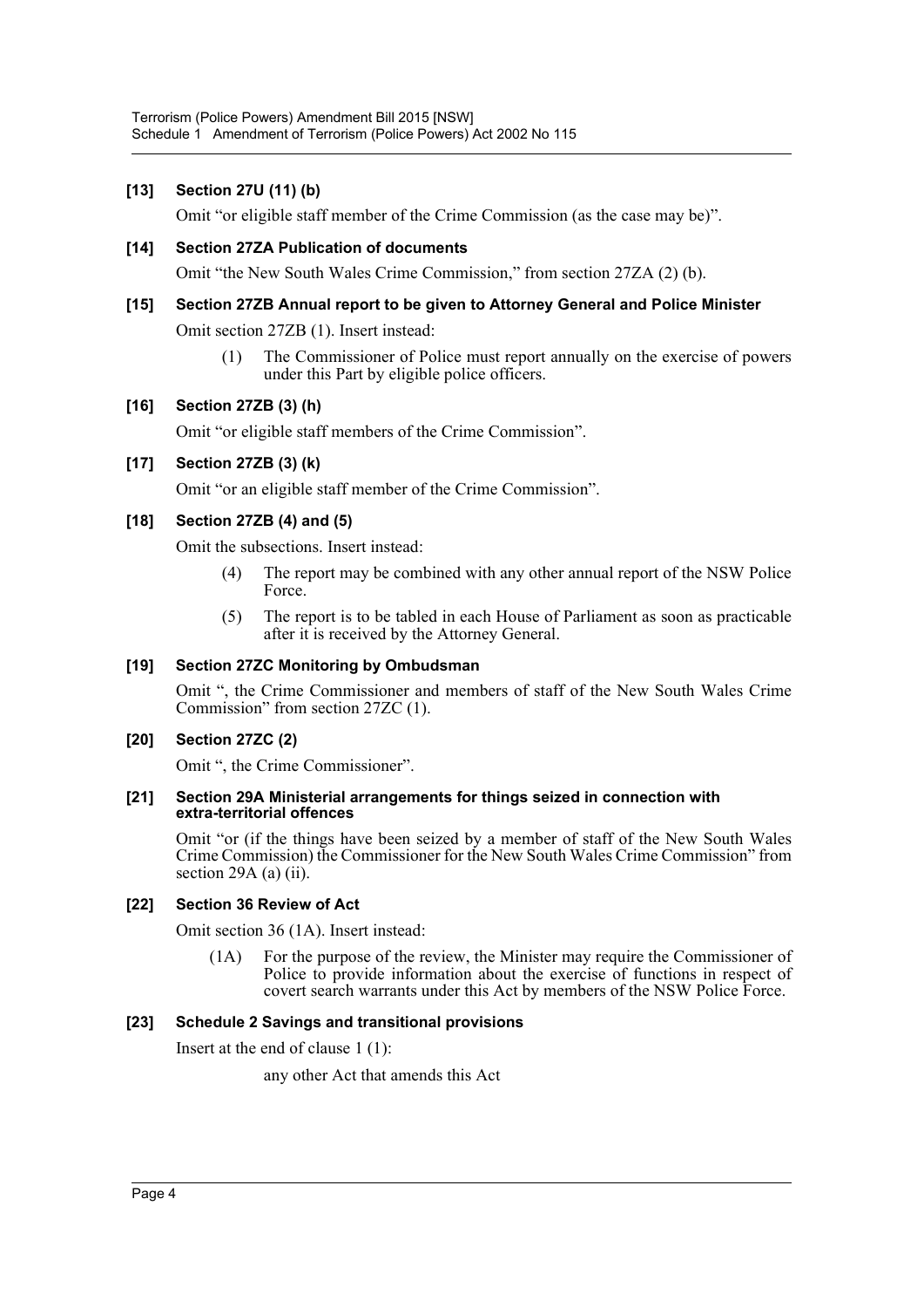**[13] Section 27U (11) (b)**

Omit "or eligible staff member of the Crime Commission (as the case may be)".

**[14] Section 27ZA Publication of documents**

Omit "the New South Wales Crime Commission," from section 27ZA (2) (b).

**[15] Section 27ZB Annual report to be given to Attorney General and Police Minister**

Omit section 27ZB (1). Insert instead:

> (1) The Commissioner of Police must report annually on the exercise of powers under this Part by eligible police officers.

**[16] Section 27ZB (3) (h)**

Omit "or eligible staff members of the Crime Commission".

**[17] Section 27ZB (3) (k)**

Omit "or an eligible staff member of the Crime Commission".

**[18] Section 27ZB (4) and (5)**

Omit the subsections. Insert instead:

> (4) The report may be combined with any other annual report of the NSW Police Force.
>
> (5) The report is to be tabled in each House of Parliament as soon as practicable after it is received by the Attorney General.

**[19] Section 27ZC Monitoring by Ombudsman**

Omit ", the Crime Commissioner and members of staff of the New South Wales Crime Commission" from section 27ZC (1).

**[20] Section 27ZC (2)**

Omit ", the Crime Commissioner".

**[21] Section 29A Ministerial arrangements for things seized in connection with extra-territorial offences**

Omit "or (if the things have been seized by a member of staff of the New South Wales Crime Commission) the Commissioner for the New South Wales Crime Commission" from section 29A (a) (ii).

**[22] Section 36 Review of Act**

Omit section 36 (1A). Insert instead:

> (1A) For the purpose of the review, the Minister may require the Commissioner of Police to provide information about the exercise of functions in respect of covert search warrants under this Act by members of the NSW Police Force.

**[23] Schedule 2 Savings and transitional provisions**

Insert at the end of clause 1 (1):

> any other Act that amends this Act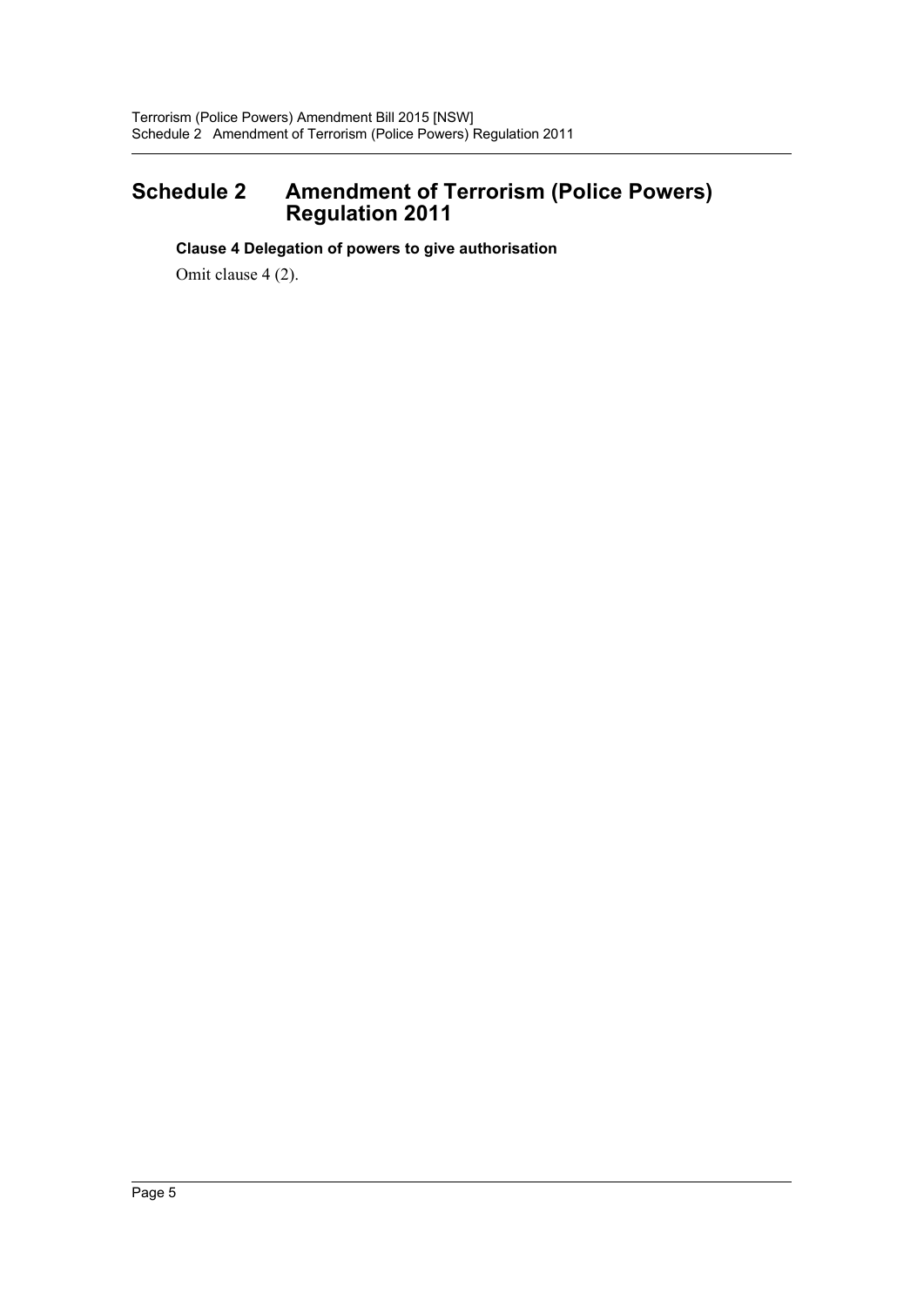# Schedule 2 Amendment of Terrorism (Police Powers) Regulation 2011

**Clause 4 Delegation of powers to give authorisation**

Omit clause 4 (2).